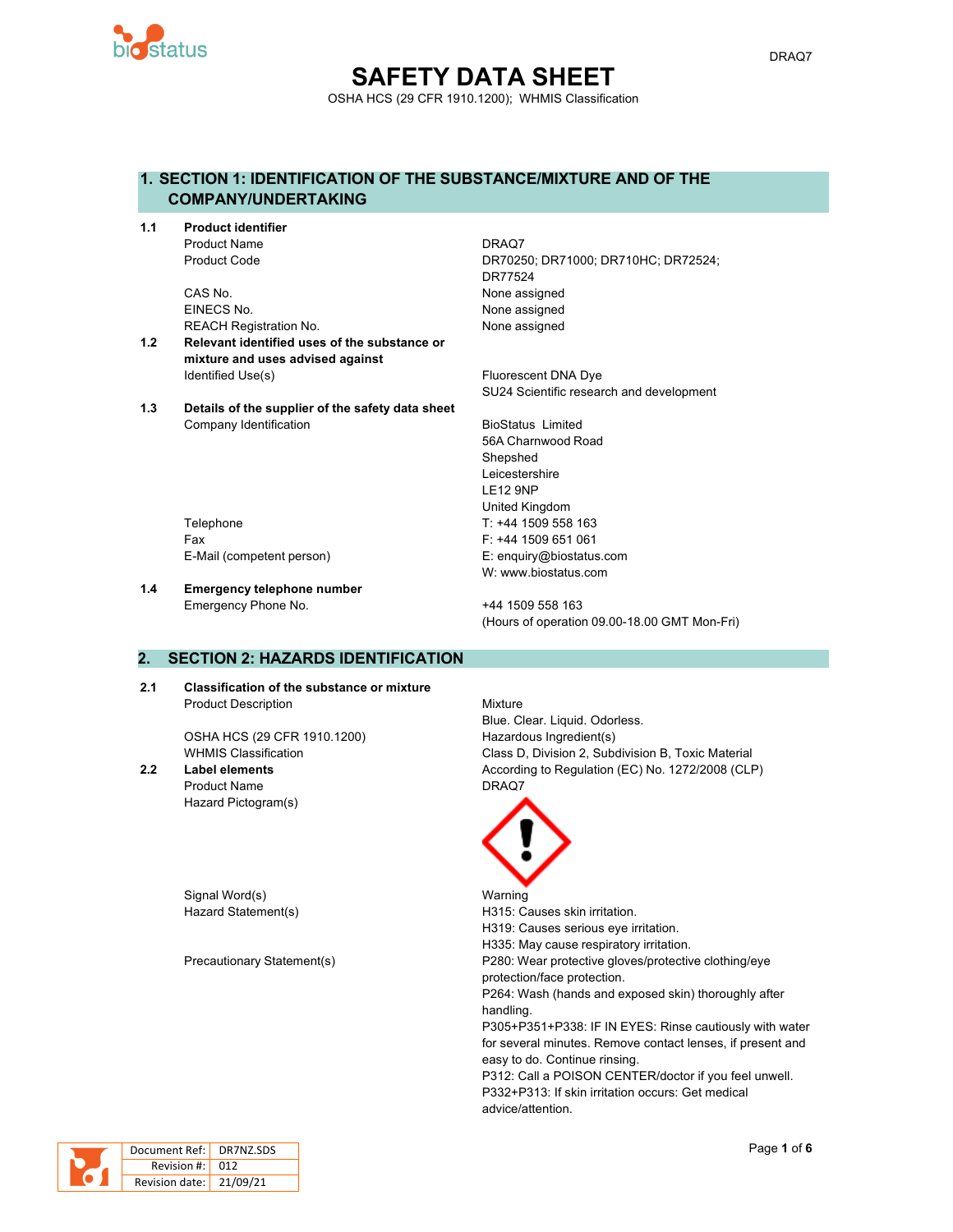# SAFETY DATA SHEET

OSHA HCS (29 CFR 1910.1200); WHMIS Classification

## 1. SECTION 1: IDENTIFICATION OF THE SUBSTANCE/MIXTURE AND OF THE COMPANY/UNDERTAKING

**1.1 Product identifier**

| | |
|---|---|
| Product Name | DRAQ7 |
| Product Code | DR70250; DR71000; DR710HC; DR72524; DR77524 |
| CAS No. | None assigned |
| EINECS No. | None assigned |
| REACH Registration No. | None assigned |

**1.2 Relevant identified uses of the substance or mixture and uses advised against**

| | |
|---|---|
| Identified Use(s) | Fluorescent DNA Dye<br>SU24 Scientific research and development |

**1.3 Details of the supplier of the safety data sheet**

| | |
|---|---|
| Company Identification | BioStatus Limited<br>56A Charnwood Road<br>Shepshed<br>Leicestershire<br>LE12 9NP<br>United Kingdom |
| Telephone | T: +44 1509 558 163 |
| Fax | F: +44 1509 651 061 |
| E-Mail (competent person) | E: enquiry@biostatus.com<br>W: www.biostatus.com |

**1.4 Emergency telephone number**

| | |
|---|---|
| Emergency Phone No. | +44 1509 558 163<br>(Hours of operation 09.00-18.00 GMT Mon-Fri) |

## 2. SECTION 2: HAZARDS IDENTIFICATION

**2.1 Classification of the substance or mixture**

| | |
|---|---|
| Product Description | Mixture<br>Blue. Clear. Liquid. Odorless. |
| OSHA HCS (29 CFR 1910.1200) | Hazardous Ingredient(s) |
| WHMIS Classification | Class D, Division 2, Subdivision B, Toxic Material |

**2.2 Label elements**

According to Regulation (EC) No. 1272/2008 (CLP)

| | |
|---|---|
| Product Name | DRAQ7 |
| Hazard Pictogram(s) | |
| Signal Word(s) | Warning |
| Hazard Statement(s) | H315: Causes skin irritation.<br>H319: Causes serious eye irritation.<br>H335: May cause respiratory irritation. |
| Precautionary Statement(s) | P280: Wear protective gloves/protective clothing/eye protection/face protection.<br>P264: Wash (hands and exposed skin) thoroughly after handling.<br>P305+P351+P338: IF IN EYES: Rinse cautiously with water for several minutes. Remove contact lenses, if present and easy to do. Continue rinsing.<br>P312: Call a POISON CENTER/doctor if you feel unwell.<br>P332+P313: If skin irritation occurs: Get medical advice/attention. |

| | |
|---|---|
| Document Ref: | DR7NZ.SDS |
| Revision #: | 012 |
| Revision date: | 21/09/21 |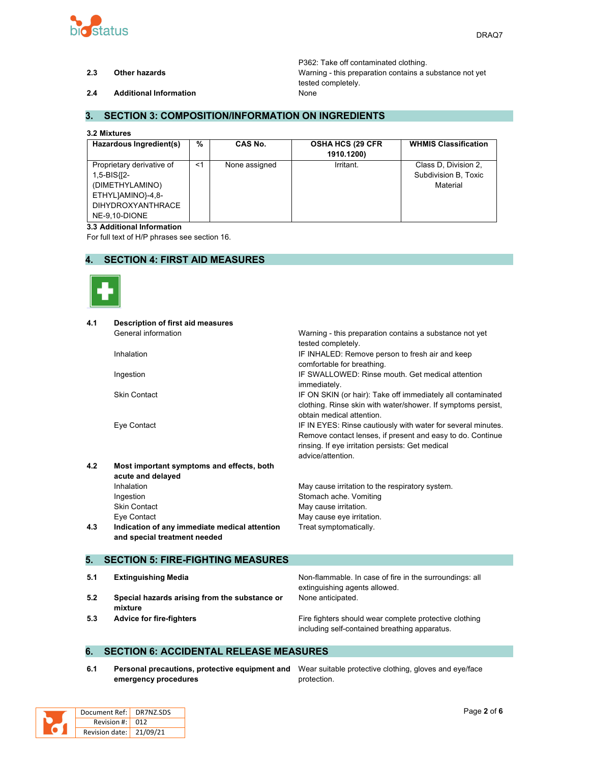| | | |
|---|---|---|
| | | P362: Take off contaminated clothing. |
| **2.3** | **Other hazards** | Warning - this preparation contains a substance not yet tested completely. |
| **2.4** | **Additional Information** | None |

## 3. SECTION 3: COMPOSITION/INFORMATION ON INGREDIENTS

**3.2 Mixtures**

| Hazardous Ingredient(s) | % | CAS No. | OSHA HCS (29 CFR 1910.1200) | WHMIS Classification |
|---|---|---|---|---|
| Proprietary derivative of 1,5-BIS{[2-(DIMETHYLAMINO) ETHYL]AMINO}-4,8-DIHYDROXYANTHRACENE-9,10-DIONE | <1 | None assigned | Irritant. | Class D, Division 2, Subdivision B, Toxic Material |

**3.3 Additional Information**

For full text of H/P phrases see section 16.

## 4. SECTION 4: FIRST AID MEASURES

| | | |
|---|---|---|
| **4.1** | **Description of first aid measures** | |
| | General information | Warning - this preparation contains a substance not yet tested completely. |
| | Inhalation | IF INHALED: Remove person to fresh air and keep comfortable for breathing. |
| | Ingestion | IF SWALLOWED: Rinse mouth. Get medical attention immediately. |
| | Skin Contact | IF ON SKIN (or hair): Take off immediately all contaminated clothing. Rinse skin with water/shower. If symptoms persist, obtain medical attention. |
| | Eye Contact | IF IN EYES: Rinse cautiously with water for several minutes. Remove contact lenses, if present and easy to do. Continue rinsing. If eye irritation persists: Get medical advice/attention. |
| **4.2** | **Most important symptoms and effects, both acute and delayed** | |
| | Inhalation | May cause irritation to the respiratory system. |
| | Ingestion | Stomach ache. Vomiting |
| | Skin Contact | May cause irritation. |
| | Eye Contact | May cause eye irritation. |
| **4.3** | **Indication of any immediate medical attention and special treatment needed** | Treat symptomatically. |

## 5. SECTION 5: FIRE-FIGHTING MEASURES

| | | |
|---|---|---|
| **5.1** | **Extinguishing Media** | Non-flammable. In case of fire in the surroundings: all extinguishing agents allowed. |
| **5.2** | **Special hazards arising from the substance or mixture** | None anticipated. |
| **5.3** | **Advice for fire-fighters** | Fire fighters should wear complete protective clothing including self-contained breathing apparatus. |

## 6. SECTION 6: ACCIDENTAL RELEASE MEASURES

| | | |
|---|---|---|
| **6.1** | **Personal precautions, protective equipment and emergency procedures** | Wear suitable protective clothing, gloves and eye/face protection. |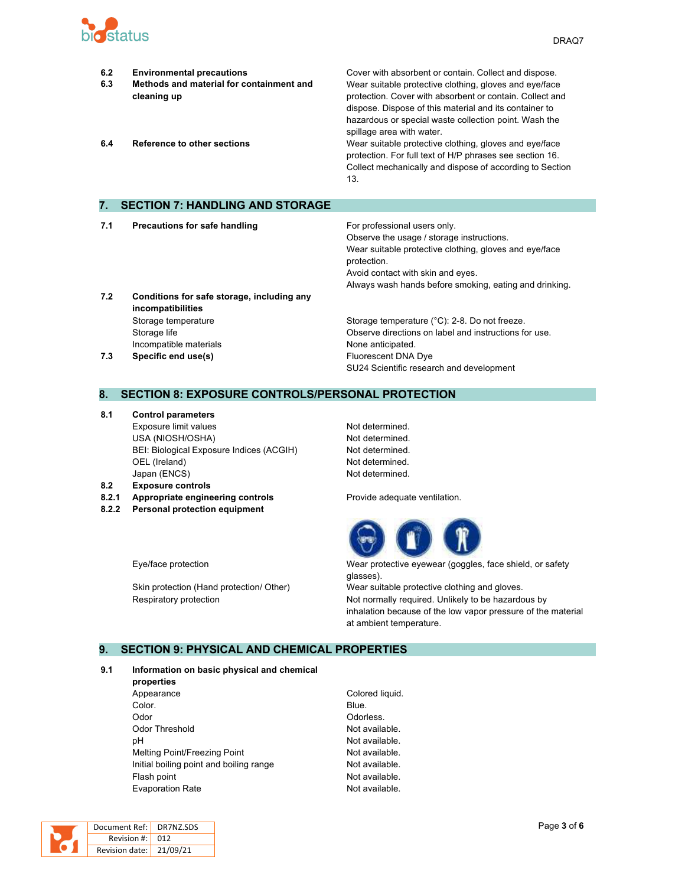| | | |
|---|---|---|
| 6.2 | **Environmental precautions** | Cover with absorbent or contain. Collect and dispose. |
| 6.3 | **Methods and material for containment and cleaning up** | Wear suitable protective clothing, gloves and eye/face protection. Cover with absorbent or contain. Collect and dispose. Dispose of this material and its container to hazardous or special waste collection point. Wash the spillage area with water. |
| 6.4 | **Reference to other sections** | Wear suitable protective clothing, gloves and eye/face protection. For full text of H/P phrases see section 16. Collect mechanically and dispose of according to Section 13. |

## 7. SECTION 7: HANDLING AND STORAGE

| | | |
|---|---|---|
| 7.1 | **Precautions for safe handling** | For professional users only.<br>Observe the usage / storage instructions.<br>Wear suitable protective clothing, gloves and eye/face protection.<br>Avoid contact with skin and eyes.<br>Always wash hands before smoking, eating and drinking. |
| 7.2 | **Conditions for safe storage, including any incompatibilities** | |
| | Storage temperature | Storage temperature (°C): 2-8. Do not freeze. |
| | Storage life | Observe directions on label and instructions for use. |
| | Incompatible materials | None anticipated. |
| 7.3 | **Specific end use(s)** | Fluorescent DNA Dye<br>SU24 Scientific research and development |

## 8. SECTION 8: EXPOSURE CONTROLS/PERSONAL PROTECTION

| | | |
|---|---|---|
| 8.1 | **Control parameters** | |
| | Exposure limit values | Not determined. |
| | USA (NIOSH/OSHA) | Not determined. |
| | BEI: Biological Exposure Indices (ACGIH) | Not determined. |
| | OEL (Ireland) | Not determined. |
| | Japan (ENCS) | Not determined. |
| 8.2 | **Exposure controls** | |
| 8.2.1 | **Appropriate engineering controls** | Provide adequate ventilation. |
| 8.2.2 | **Personal protection equipment** | |
| | Eye/face protection | Wear protective eyewear (goggles, face shield, or safety glasses). |
| | Skin protection (Hand protection/ Other) | Wear suitable protective clothing and gloves. |
| | Respiratory protection | Not normally required. Unlikely to be hazardous by inhalation because of the low vapor pressure of the material at ambient temperature. |

## 9. SECTION 9: PHYSICAL AND CHEMICAL PROPERTIES

| | | |
|---|---|---|
| 9.1 | **Information on basic physical and chemical properties** | |
| | Appearance | Colored liquid. |
| | Color. | Blue. |
| | Odor | Odorless. |
| | Odor Threshold | Not available. |
| | pH | Not available. |
| | Melting Point/Freezing Point | Not available. |
| | Initial boiling point and boiling range | Not available. |
| | Flash point | Not available. |
| | Evaporation Rate | Not available. |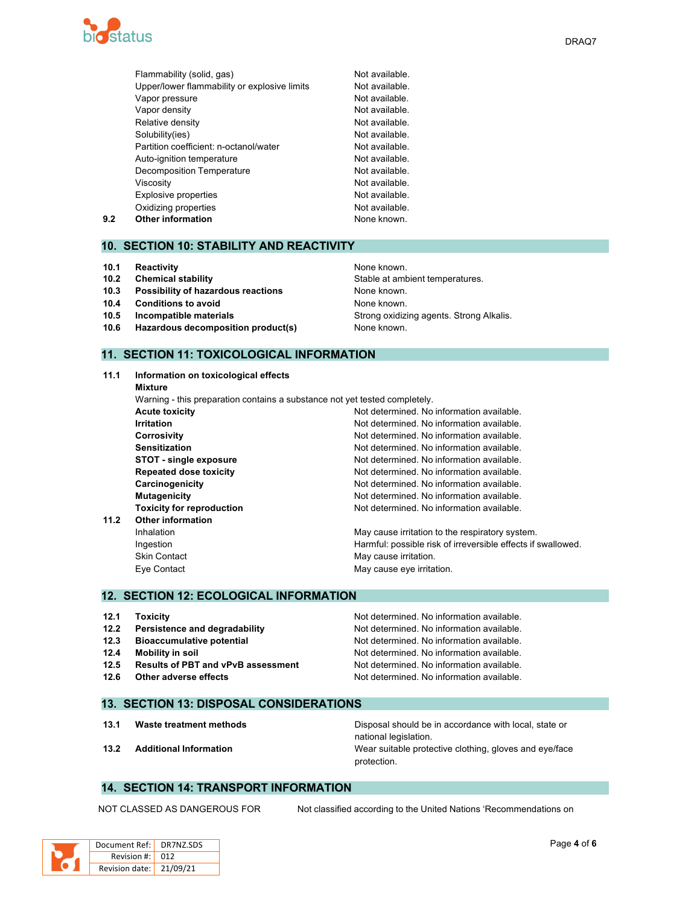| | | |
|---|---|---|
| | Flammability (solid, gas) | Not available. |
| | Upper/lower flammability or explosive limits | Not available. |
| | Vapor pressure | Not available. |
| | Vapor density | Not available. |
| | Relative density | Not available. |
| | Solubility(ies) | Not available. |
| | Partition coefficient: n-octanol/water | Not available. |
| | Auto-ignition temperature | Not available. |
| | Decomposition Temperature | Not available. |
| | Viscosity | Not available. |
| | Explosive properties | Not available. |
| | Oxidizing properties | Not available. |
| **9.2** | **Other information** | None known. |

## 10. SECTION 10: STABILITY AND REACTIVITY

| | | |
|---|---|---|
| **10.1** | **Reactivity** | None known. |
| **10.2** | **Chemical stability** | Stable at ambient temperatures. |
| **10.3** | **Possibility of hazardous reactions** | None known. |
| **10.4** | **Conditions to avoid** | None known. |
| **10.5** | **Incompatible materials** | Strong oxidizing agents. Strong Alkalis. |
| **10.6** | **Hazardous decomposition product(s)** | None known. |

## 11. SECTION 11: TOXICOLOGICAL INFORMATION

**11.1 Information on toxicological effects**

**Mixture**

Warning - this preparation contains a substance not yet tested completely.

| | |
|---|---|
| **Acute toxicity** | Not determined. No information available. |
| **Irritation** | Not determined. No information available. |
| **Corrosivity** | Not determined. No information available. |
| **Sensitization** | Not determined. No information available. |
| **STOT - single exposure** | Not determined. No information available. |
| **Repeated dose toxicity** | Not determined. No information available. |
| **Carcinogenicity** | Not determined. No information available. |
| **Mutagenicity** | Not determined. No information available. |
| **Toxicity for reproduction** | Not determined. No information available. |

**11.2 Other information**

| | |
|---|---|
| Inhalation | May cause irritation to the respiratory system. |
| Ingestion | Harmful: possible risk of irreversible effects if swallowed. |
| Skin Contact | May cause irritation. |
| Eye Contact | May cause eye irritation. |

## 12. SECTION 12: ECOLOGICAL INFORMATION

| | | |
|---|---|---|
| **12.1** | **Toxicity** | Not determined. No information available. |
| **12.2** | **Persistence and degradability** | Not determined. No information available. |
| **12.3** | **Bioaccumulative potential** | Not determined. No information available. |
| **12.4** | **Mobility in soil** | Not determined. No information available. |
| **12.5** | **Results of PBT and vPvB assessment** | Not determined. No information available. |
| **12.6** | **Other adverse effects** | Not determined. No information available. |

## 13. SECTION 13: DISPOSAL CONSIDERATIONS

| | | |
|---|---|---|
| **13.1** | **Waste treatment methods** | Disposal should be in accordance with local, state or national legislation. |
| **13.2** | **Additional Information** | Wear suitable protective clothing, gloves and eye/face protection. |

## 14. SECTION 14: TRANSPORT INFORMATION

NOT CLASSED AS DANGEROUS FOR Not classified according to the United Nations 'Recommendations on

| | |
|---|---|
| Document Ref: | DR7NZ.SDS |
| Revision #: | 012 |
| Revision date: | 21/09/21 |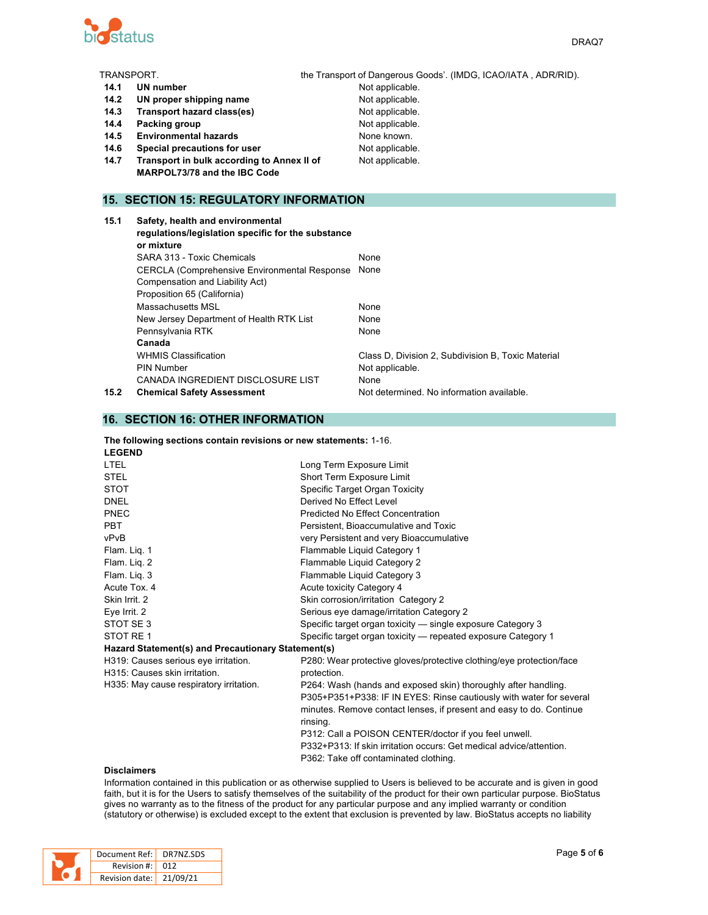| TRANSPORT. | | the Transport of Dangerous Goods'. (IMDG, ICAO/IATA , ADR/RID). |
|---|---|---|
| **14.1** | **UN number** | Not applicable. |
| **14.2** | **UN proper shipping name** | Not applicable. |
| **14.3** | **Transport hazard class(es)** | Not applicable. |
| **14.4** | **Packing group** | Not applicable. |
| **14.5** | **Environmental hazards** | None known. |
| **14.6** | **Special precautions for user** | Not applicable. |
| **14.7** | **Transport in bulk according to Annex II of MARPOL73/78 and the IBC Code** | Not applicable. |

## 15. SECTION 15: REGULATORY INFORMATION

| | | |
|---|---|---|
| **15.1** | **Safety, health and environmental regulations/legislation specific for the substance or mixture** | |
| | SARA 313 - Toxic Chemicals | None |
| | CERCLA (Comprehensive Environmental Response Compensation and Liability Act) | None |
| | Proposition 65 (California) | |
| | Massachusetts MSL | None |
| | New Jersey Department of Health RTK List | None |
| | Pennsylvania RTK | None |
| | **Canada** | |
| | WHMIS Classification | Class D, Division 2, Subdivision B, Toxic Material |
| | PIN Number | Not applicable. |
| | CANADA INGREDIENT DISCLOSURE LIST | None |
| **15.2** | **Chemical Safety Assessment** | Not determined. No information available. |

## 16. SECTION 16: OTHER INFORMATION

**The following sections contain revisions or new statements:** 1-16.

**LEGEND**

| | |
|---|---|
| LTEL | Long Term Exposure Limit |
| STEL | Short Term Exposure Limit |
| STOT | Specific Target Organ Toxicity |
| DNEL | Derived No Effect Level |
| PNEC | Predicted No Effect Concentration |
| PBT | Persistent, Bioaccumulative and Toxic |
| vPvB | very Persistent and very Bioaccumulative |
| Flam. Liq. 1 | Flammable Liquid Category 1 |
| Flam. Liq. 2 | Flammable Liquid Category 2 |
| Flam. Liq. 3 | Flammable Liquid Category 3 |
| Acute Tox. 4 | Acute toxicity Category 4 |
| Skin Irrit. 2 | Skin corrosion/irritation Category 2 |
| Eye Irrit. 2 | Serious eye damage/irritation Category 2 |
| STOT SE 3 | Specific target organ toxicity — single exposure Category 3 |
| STOT RE 1 | Specific target organ toxicity — repeated exposure Category 1 |

**Hazard Statement(s) and Precautionary Statement(s)**

| | |
|---|---|
| H319: Causes serious eye irritation.<br>H315: Causes skin irritation.<br>H335: May cause respiratory irritation. | P280: Wear protective gloves/protective clothing/eye protection/face protection.<br>P264: Wash (hands and exposed skin) thoroughly after handling.<br>P305+P351+P338: IF IN EYES: Rinse cautiously with water for several minutes. Remove contact lenses, if present and easy to do. Continue rinsing.<br>P312: Call a POISON CENTER/doctor if you feel unwell.<br>P332+P313: If skin irritation occurs: Get medical advice/attention.<br>P362: Take off contaminated clothing. |

**Disclaimers**

Information contained in this publication or as otherwise supplied to Users is believed to be accurate and is given in good faith, but it is for the Users to satisfy themselves of the suitability of the product for their own particular purpose. BioStatus gives no warranty as to the fitness of the product for any particular purpose and any implied warranty or condition (statutory or otherwise) is excluded except to the extent that exclusion is prevented by law. BioStatus accepts no liability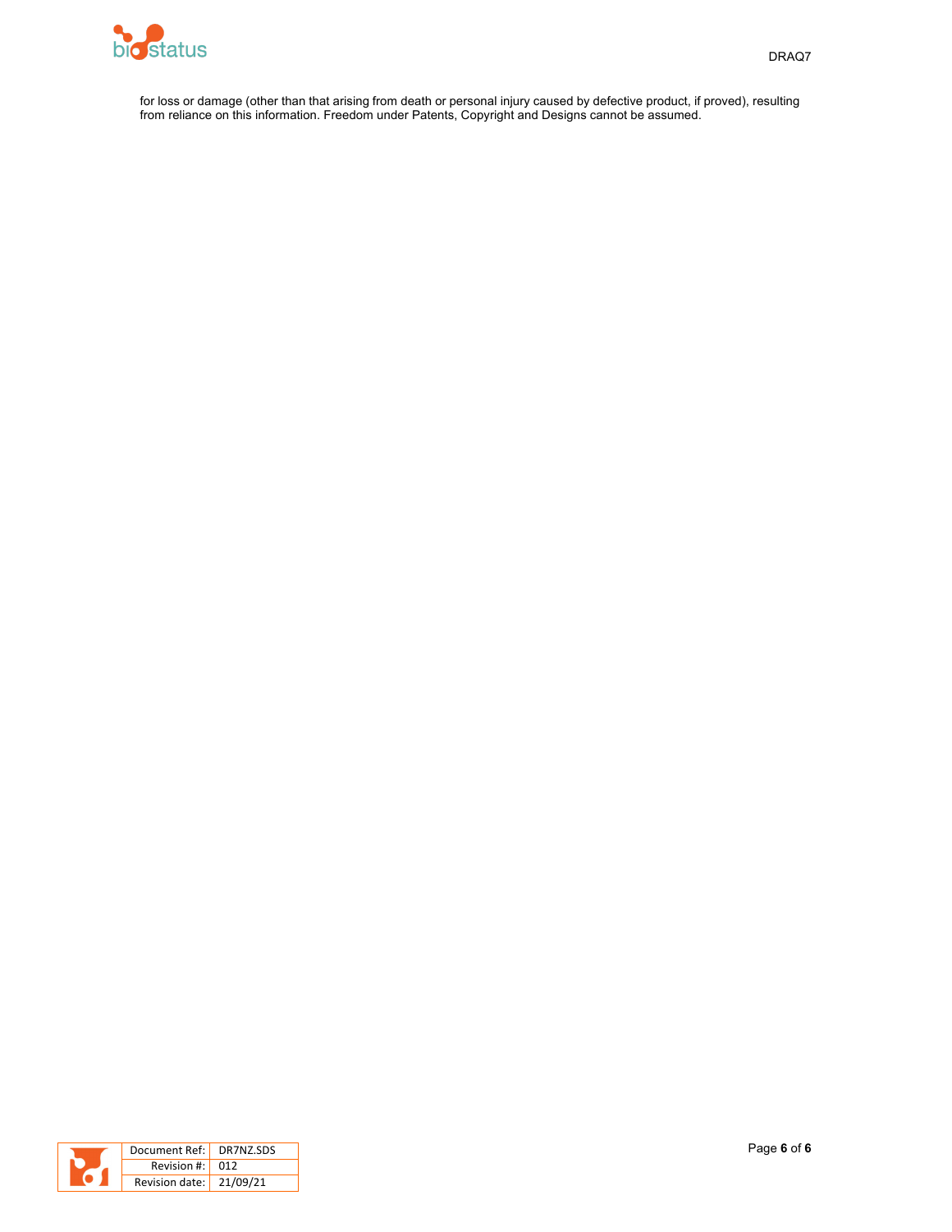for loss or damage (other than that arising from death or personal injury caused by defective product, if proved), resulting from reliance on this information. Freedom under Patents, Copyright and Designs cannot be assumed.